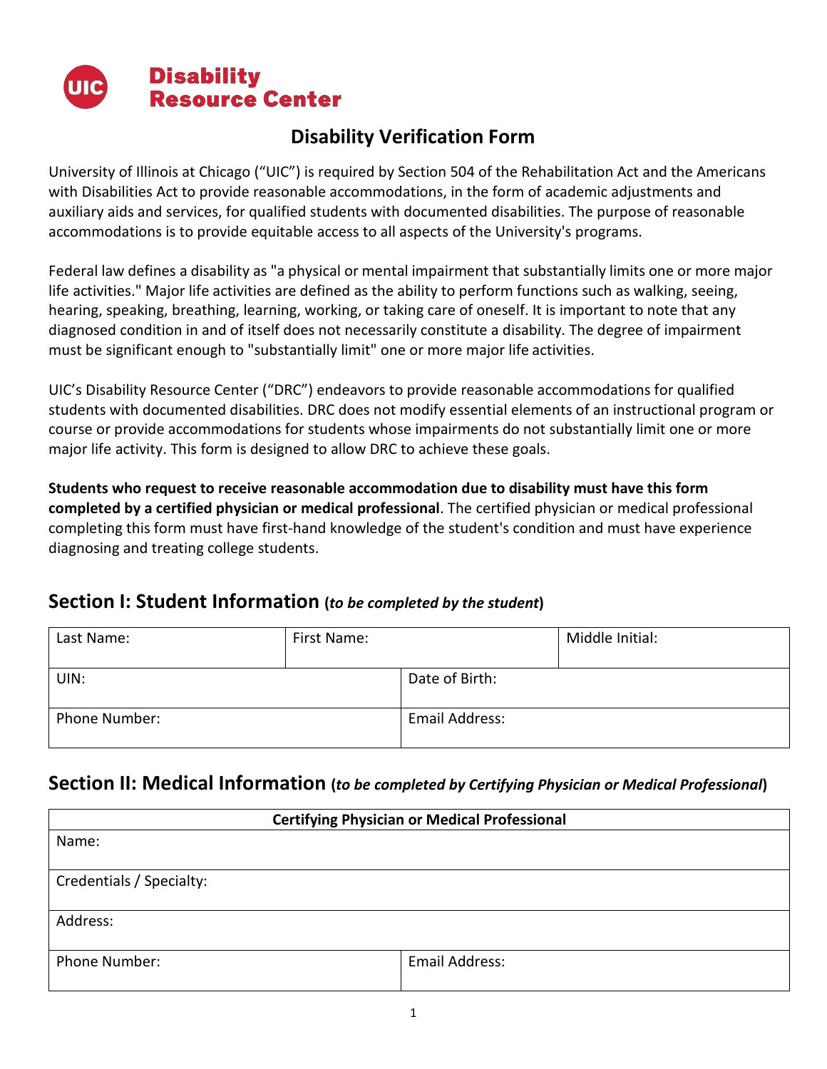**Disability Resource Center**

# Disability Verification Form

University of Illinois at Chicago ("UIC") is required by Section 504 of the Rehabilitation Act and the Americans with Disabilities Act to provide reasonable accommodations, in the form of academic adjustments and auxiliary aids and services, for qualified students with documented disabilities. The purpose of reasonable accommodations is to provide equitable access to all aspects of the University's programs.

Federal law defines a disability as "a physical or mental impairment that substantially limits one or more major life activities." Major life activities are defined as the ability to perform functions such as walking, seeing, hearing, speaking, breathing, learning, working, or taking care of oneself. It is important to note that any diagnosed condition in and of itself does not necessarily constitute a disability. The degree of impairment must be significant enough to "substantially limit" one or more major life activities.

UIC's Disability Resource Center ("DRC") endeavors to provide reasonable accommodations for qualified students with documented disabilities. DRC does not modify essential elements of an instructional program or course or provide accommodations for students whose impairments do not substantially limit one or more major life activity. This form is designed to allow DRC to achieve these goals.

**Students who request to receive reasonable accommodation due to disability must have this form completed by a certified physician or medical professional**. The certified physician or medical professional completing this form must have first-hand knowledge of the student's condition and must have experience diagnosing and treating college students.

## Section I: Student Information (*to be completed by the student*)

| Last Name: | First Name: | Middle Initial: |
|---|---|---|
| UIN: | Date of Birth: | |
| Phone Number: | Email Address: | |

## Section II: Medical Information (*to be completed by Certifying Physician or Medical Professional*)

| **Certifying Physician or Medical Professional** | |
|---|---|
| Name: | |
| Credentials / Specialty: | |
| Address: | |
| Phone Number: | Email Address: |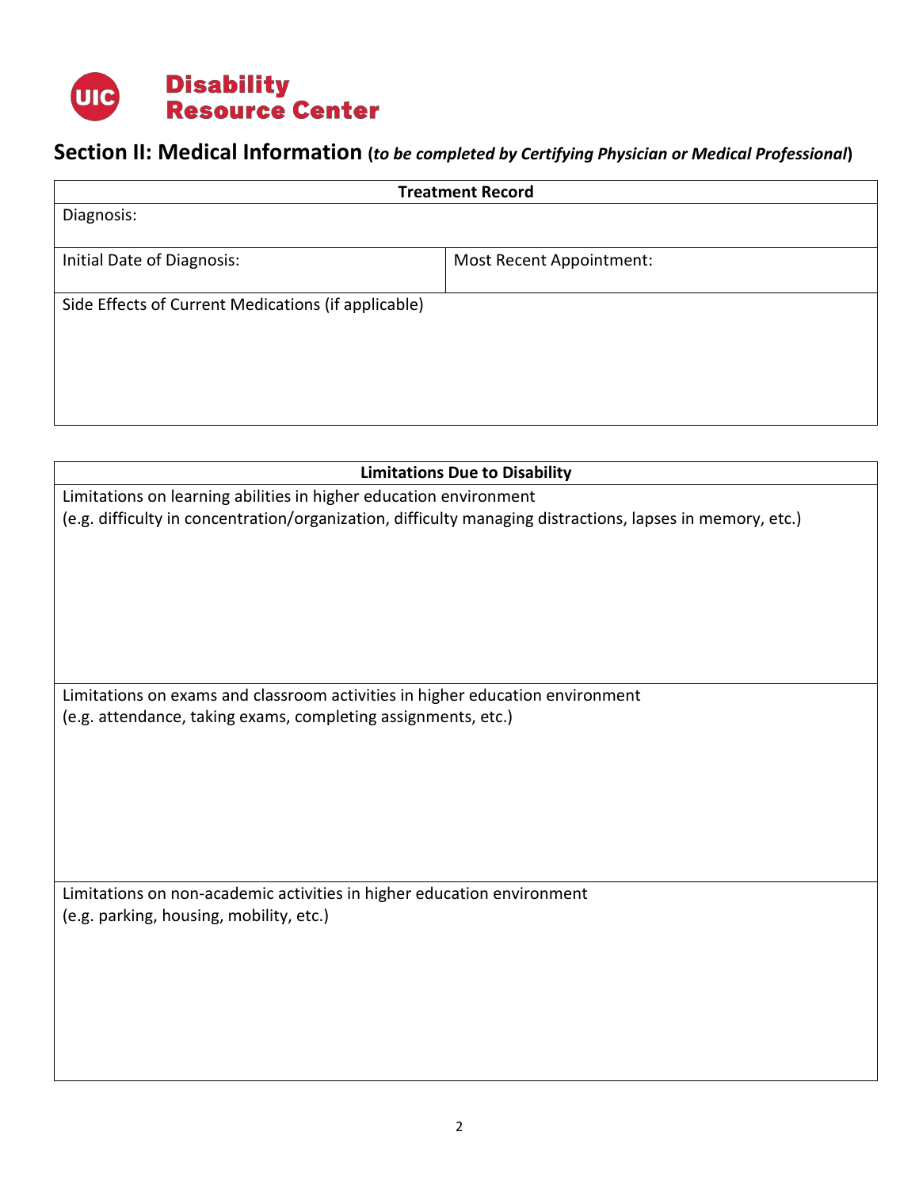**Disability Resource Center**

## Section II: Medical Information (*to be completed by Certifying Physician or Medical Professional*)

| Treatment Record | |
|---|---|
| Diagnosis: | |
| Initial Date of Diagnosis: | Most Recent Appointment: |
| Side Effects of Current Medications (if applicable) | |

| Limitations Due to Disability |
|---|
| Limitations on learning abilities in higher education environment<br>(e.g. difficulty in concentration/organization, difficulty managing distractions, lapses in memory, etc.) |
| Limitations on exams and classroom activities in higher education environment<br>(e.g. attendance, taking exams, completing assignments, etc.) |
| Limitations on non-academic activities in higher education environment<br>(e.g. parking, housing, mobility, etc.) |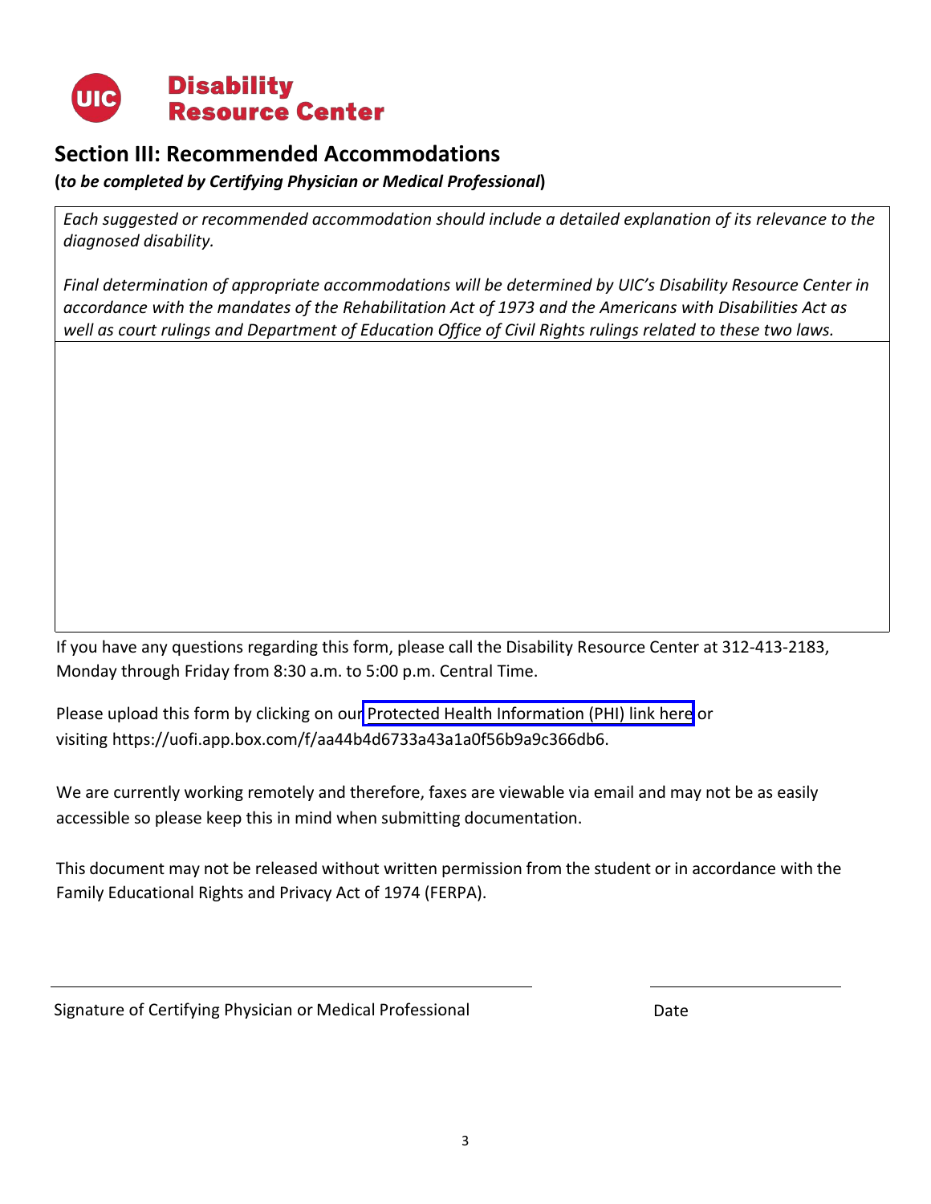**UIC Disability Resource Center**

## Section III: Recommended Accommodations

**(*to be completed by Certifying Physician or Medical Professional*)**

*Each suggested or recommended accommodation should include a detailed explanation of its relevance to the diagnosed disability.*

*Final determination of appropriate accommodations will be determined by UIC's Disability Resource Center in accordance with the mandates of the Rehabilitation Act of 1973 and the Americans with Disabilities Act as well as court rulings and Department of Education Office of Civil Rights rulings related to these two laws.*

If you have any questions regarding this form, please call the Disability Resource Center at 312-413-2183, Monday through Friday from 8:30 a.m. to 5:00 p.m. Central Time.

Please upload this form by clicking on our Protected Health Information (PHI) link here or visiting https://uofi.app.box.com/f/aa44b4d6733a43a1a0f56b9a9c366db6.

We are currently working remotely and therefore, faxes are viewable via email and may not be as easily accessible so please keep this in mind when submitting documentation.

This document may not be released without written permission from the student or in accordance with the Family Educational Rights and Privacy Act of 1974 (FERPA).

\_\_\_\_\_\_\_\_\_\_\_\_\_\_\_\_\_\_\_\_\_\_\_\_\_\_\_\_\_\_\_\_\_\_\_\_\_\_\_\_\_\_\_\_\_\_\_\_ \_\_\_\_\_\_\_\_\_\_\_\_\_\_\_\_\_\_\_\_

Signature of Certifying Physician or Medical Professional Date